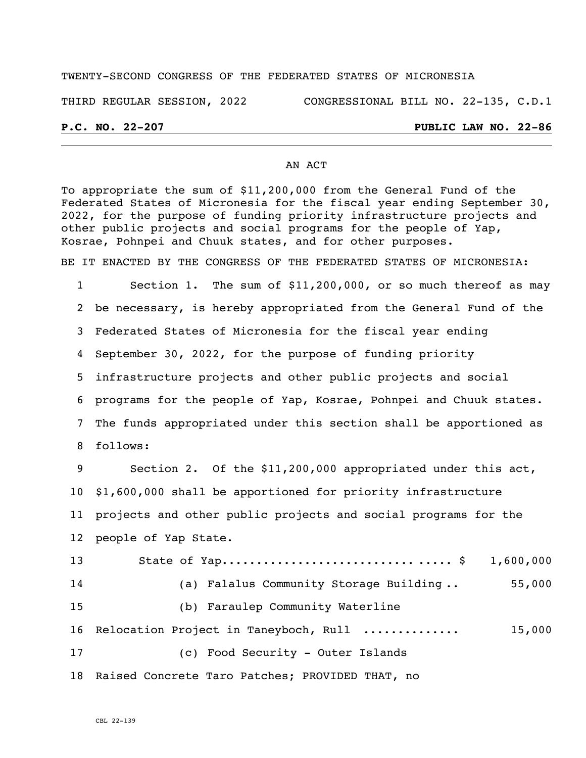TWENTY-SECOND CONGRESS OF THE FEDERATED STATES OF MICRONESIA

THIRD REGULAR SESSION, 2022 CONGRESSIONAL BILL NO. 22-135, C.D.1

**P.C. NO. 22-207** **PUBLIC LAW NO. 22-86**

AN ACT

To appropriate the sum of $11,200,000 from the General Fund of the Federated States of Micronesia for the fiscal year ending September 30, 2022, for the purpose of funding priority infrastructure projects and other public projects and social programs for the people of Yap, Kosrae, Pohnpei and Chuuk states, and for other purposes.

BE IT ENACTED BY THE CONGRESS OF THE FEDERATED STATES OF MICRONESIA:

1 Section 1. The sum of $11,200,000, or so much thereof as may
2 be necessary, is hereby appropriated from the General Fund of the
3 Federated States of Micronesia for the fiscal year ending
4 September 30, 2022, for the purpose of funding priority
5 infrastructure projects and other public projects and social
6 programs for the people of Yap, Kosrae, Pohnpei and Chuuk states.
7 The funds appropriated under this section shall be apportioned as
8 follows:

9 Section 2. Of the $11,200,000 appropriated under this act,
10 $1,600,000 shall be apportioned for priority infrastructure
11 projects and other public projects and social programs for the
12 people of Yap State.

13 State of Yap................................ $ 1,600,000
14 (a) Falalus Community Storage Building .. 55,000
15 (b) Faraulep Community Waterline
16 Relocation Project in Taneyboch, Rull ............. 15,000
17 (c) Food Security - Outer Islands
18 Raised Concrete Taro Patches; PROVIDED THAT, no

CBL 22-139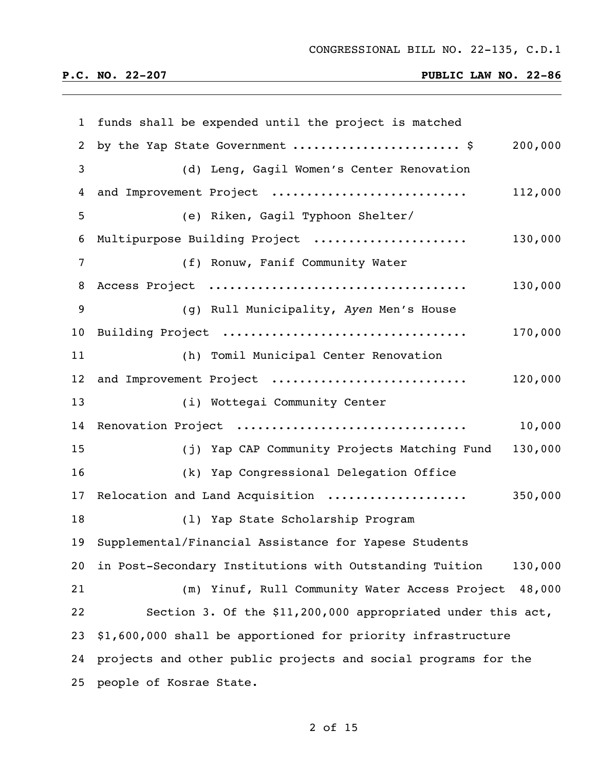funds shall be expended until the project is matched by the Yap State Government ...................... $ 200,000

(d) Leng, Gagil Women's Center Renovation and Improvement Project .......................... 112,000

(e) Riken, Gagil Typhoon Shelter/ Multipurpose Building Project .................... 130,000

(f) Ronuw, Fanif Community Water Access Project .................................. 130,000

(g) Rull Municipality, *Ayen* Men's House Building Project ................................ 170,000

(h) Tomil Municipal Center Renovation and Improvement Project .......................... 120,000

(i) Wottegai Community Center Renovation Project .............................. 10,000

(j) Yap CAP Community Projects Matching Fund 130,000

(k) Yap Congressional Delegation Office Relocation and Land Acquisition .................. 350,000

(l) Yap State Scholarship Program Supplemental/Financial Assistance for Yapese Students in Post-Secondary Institutions with Outstanding Tuition 130,000

(m) Yinuf, Rull Community Water Access Project 48,000

Section 3. Of the $11,200,000 appropriated under this act, $1,600,000 shall be apportioned for priority infrastructure projects and other public projects and social programs for the people of Kosrae State.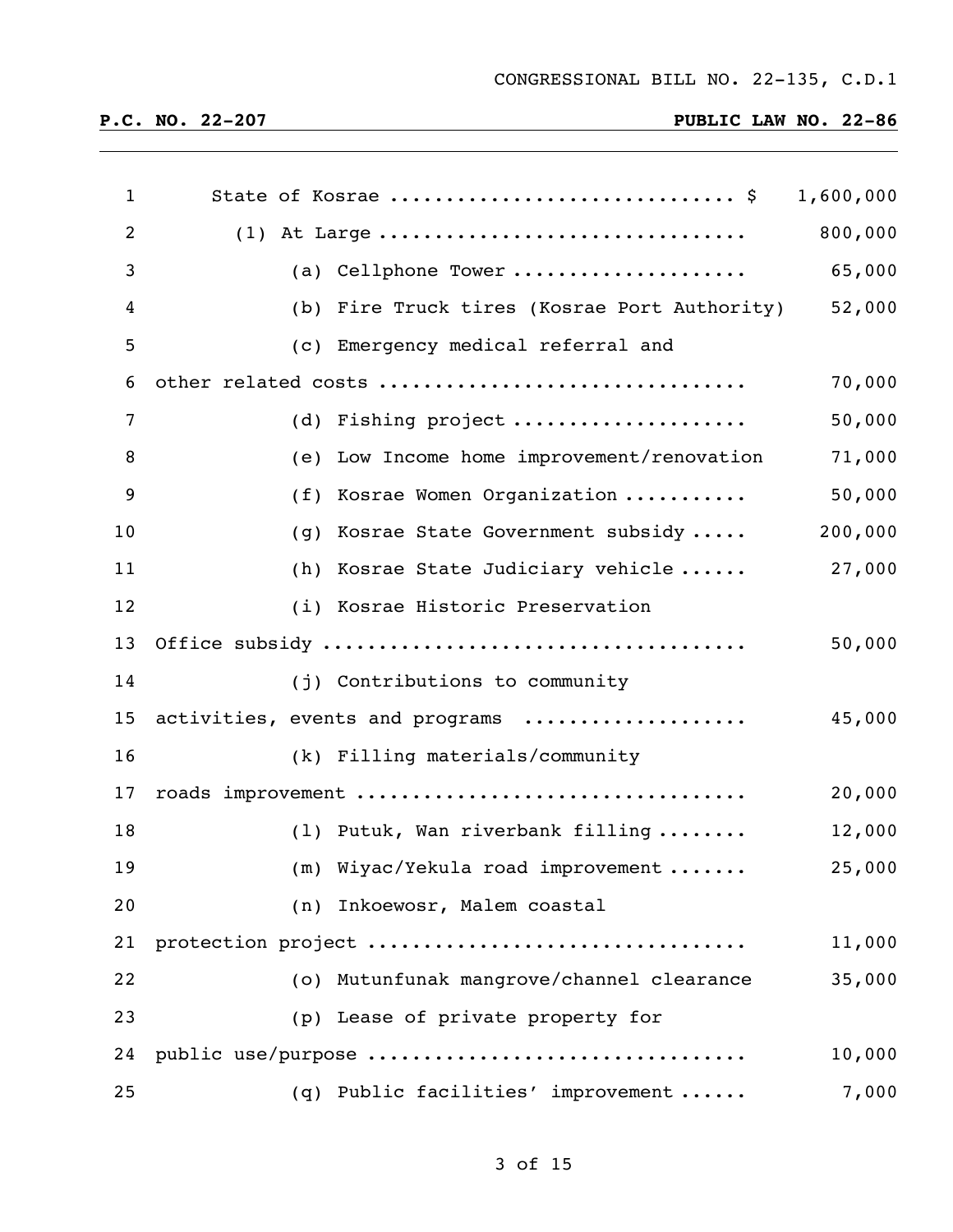| | |
|---|---|
| State of Kosrae .............................. $ | 1,600,000 |
| (1) At Large ................................ | 800,000 |
| (a) Cellphone Tower .................... | 65,000 |
| (b) Fire Truck tires (Kosrae Port Authority) | 52,000 |
| (c) Emergency medical referral and other related costs ................................ | 70,000 |
| (d) Fishing project .................... | 50,000 |
| (e) Low Income home improvement/renovation | 71,000 |
| (f) Kosrae Women Organization ........... | 50,000 |
| (g) Kosrae State Government subsidy ..... | 200,000 |
| (h) Kosrae State Judiciary vehicle ...... | 27,000 |
| (i) Kosrae Historic Preservation Office subsidy ..................................... | 50,000 |
| (j) Contributions to community activities, events and programs .................... | 45,000 |
| (k) Filling materials/community roads improvement .................................. | 20,000 |
| (l) Putuk, Wan riverbank filling ........ | 12,000 |
| (m) Wiyac/Yekula road improvement ....... | 25,000 |
| (n) Inkoewosr, Malem coastal protection project ................................. | 11,000 |
| (o) Mutunfunak mangrove/channel clearance | 35,000 |
| (p) Lease of private property for public use/purpose ................................ | 10,000 |
| (q) Public facilities' improvement ...... | 7,000 |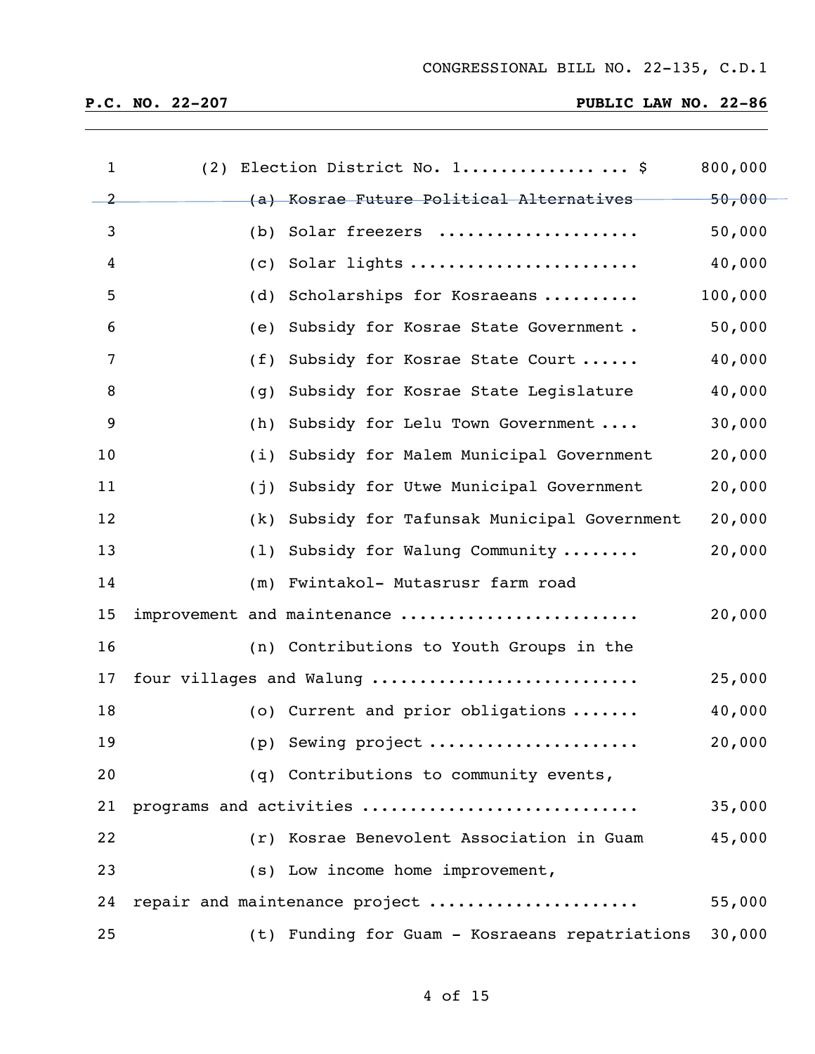CONGRESSIONAL BILL NO. 22-135, C.D.1

**P.C. NO. 22-207** **PUBLIC LAW NO. 22-86**

1 (2) Election District No. 1................ ... $ 800,000

2 ~~(a) Kosrae Future Political Alternatives 50,000~~

3 (b) Solar freezers .................... 50,000

4 (c) Solar lights ....................... 40,000

5 (d) Scholarships for Kosraeans .......... 100,000

6 (e) Subsidy for Kosrae State Government . 50,000

7 (f) Subsidy for Kosrae State Court ...... 40,000

8 (g) Subsidy for Kosrae State Legislature 40,000

9 (h) Subsidy for Lelu Town Government .... 30,000

10 (i) Subsidy for Malem Municipal Government 20,000

11 (j) Subsidy for Utwe Municipal Government 20,000

12 (k) Subsidy for Tafunsak Municipal Government 20,000

13 (l) Subsidy for Walung Community ........ 20,000

14 (m) Fwintakol- Mutasrusr farm road

15 improvement and maintenance ........................ 20,000

16 (n) Contributions to Youth Groups in the

17 four villages and Walung ........................... 25,000

18 (o) Current and prior obligations ....... 40,000

19 (p) Sewing project ..................... 20,000

20 (q) Contributions to community events,

21 programs and activities ............................ 35,000

22 (r) Kosrae Benevolent Association in Guam 45,000

23 (s) Low income home improvement,

24 repair and maintenance project ..................... 55,000

25 (t) Funding for Guam - Kosraeans repatriations 30,000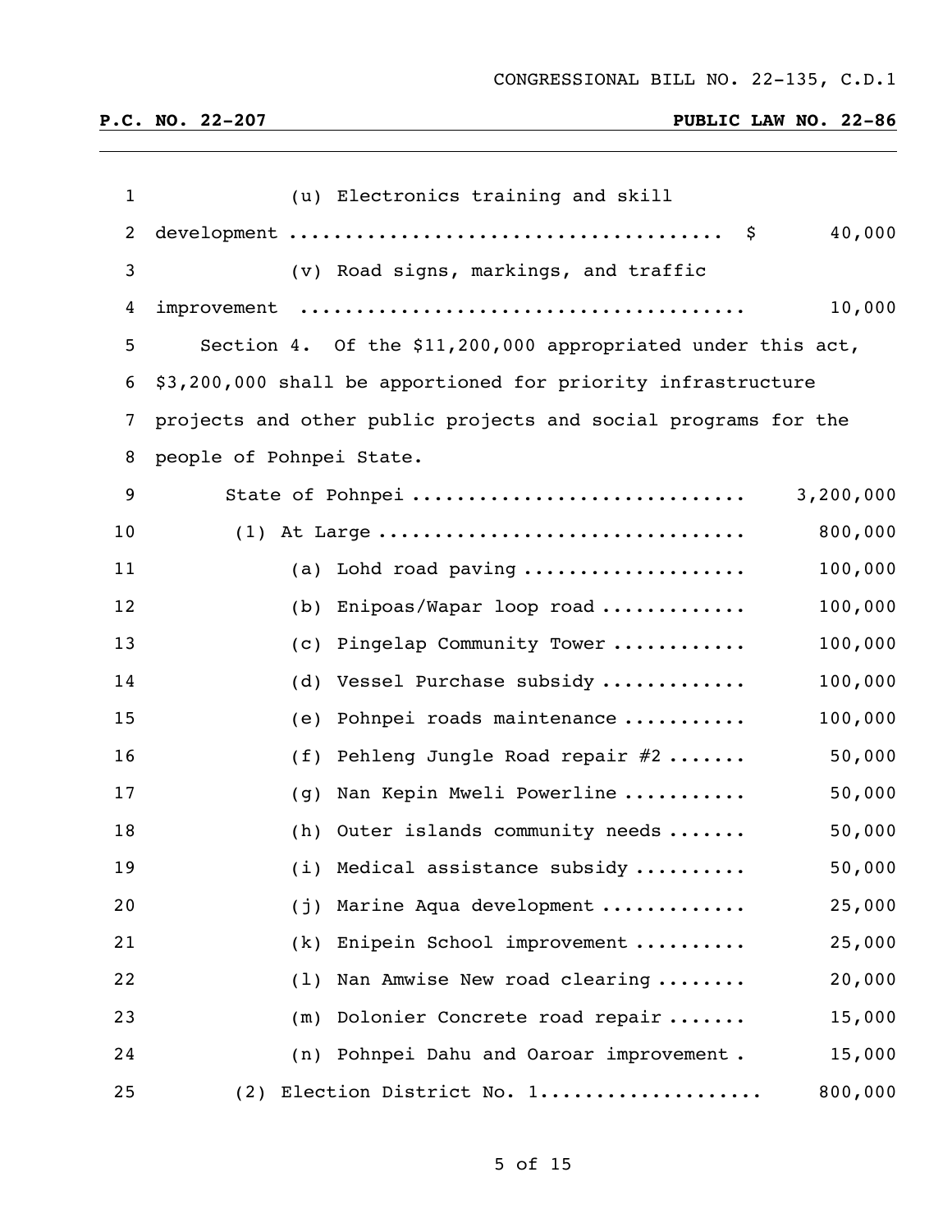(u) Electronics training and skill development .................................... $ 40,000

(v) Road signs, markings, and traffic improvement .................................... 10,000

Section 4. Of the $11,200,000 appropriated under this act, $3,200,000 shall be apportioned for priority infrastructure projects and other public projects and social programs for the people of Pohnpei State.

| | |
|---|---:|
| State of Pohnpei .............................. | 3,200,000 |
| (1) At Large .................................. | 800,000 |
| (a) Lohd road paving .................... | 100,000 |
| (b) Enipoas/Wapar loop road ............. | 100,000 |
| (c) Pingelap Community Tower ............ | 100,000 |
| (d) Vessel Purchase subsidy ............. | 100,000 |
| (e) Pohnpei roads maintenance ........... | 100,000 |
| (f) Pehleng Jungle Road repair #2 ....... | 50,000 |
| (g) Nan Kepin Mweli Powerline ........... | 50,000 |
| (h) Outer islands community needs ....... | 50,000 |
| (i) Medical assistance subsidy .......... | 50,000 |
| (j) Marine Aqua development ............. | 25,000 |
| (k) Enipein School improvement .......... | 25,000 |
| (l) Nan Amwise New road clearing ........ | 20,000 |
| (m) Dolonier Concrete road repair ....... | 15,000 |
| (n) Pohnpei Dahu and Oaroar improvement . | 15,000 |
| (2) Election District No. 1................... | 800,000 |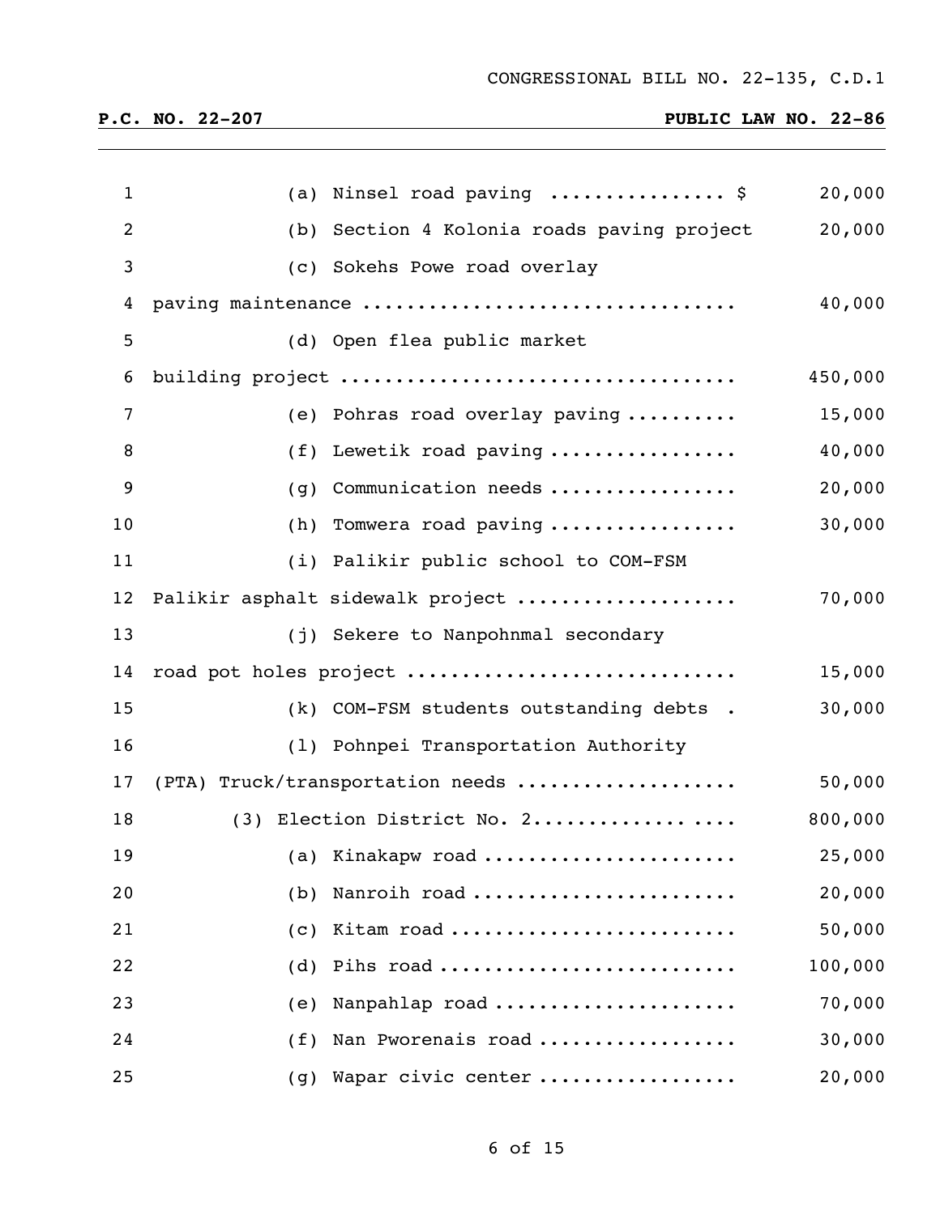CONGRESSIONAL BILL NO. 22-135, C.D.1

**P.C. NO. 22-207** **PUBLIC LAW NO. 22-86**

| | | |
|---|---|---|
| 1 | (a) Ninsel road paving ............... $ | 20,000 |
| 2 | (b) Section 4 Kolonia roads paving project | 20,000 |
| 3 | (c) Sokehs Powe road overlay | |
| 4 | paving maintenance ................................ | 40,000 |
| 5 | (d) Open flea public market | |
| 6 | building project .................................. | 450,000 |
| 7 | (e) Pohras road overlay paving .......... | 15,000 |
| 8 | (f) Lewetik road paving ................ | 40,000 |
| 9 | (g) Communication needs ................ | 20,000 |
| 10 | (h) Tomwera road paving ................ | 30,000 |
| 11 | (i) Palikir public school to COM-FSM | |
| 12 | Palikir asphalt sidewalk project ................... | 70,000 |
| 13 | (j) Sekere to Nanpohnmal secondary | |
| 14 | road pot holes project ............................ | 15,000 |
| 15 | (k) COM-FSM students outstanding debts . | 30,000 |
| 16 | (l) Pohnpei Transportation Authority | |
| 17 | (PTA) Truck/transportation needs ................... | 50,000 |
| 18 | (3) Election District No. 2................ .... | 800,000 |
| 19 | (a) Kinakapw road ...................... | 25,000 |
| 20 | (b) Nanroih road ....................... | 20,000 |
| 21 | (c) Kitam road ......................... | 50,000 |
| 22 | (d) Pihs road .......................... | 100,000 |
| 23 | (e) Nanpahlap road ..................... | 70,000 |
| 24 | (f) Nan Pworenais road ................. | 30,000 |
| 25 | (g) Wapar civic center ................. | 20,000 |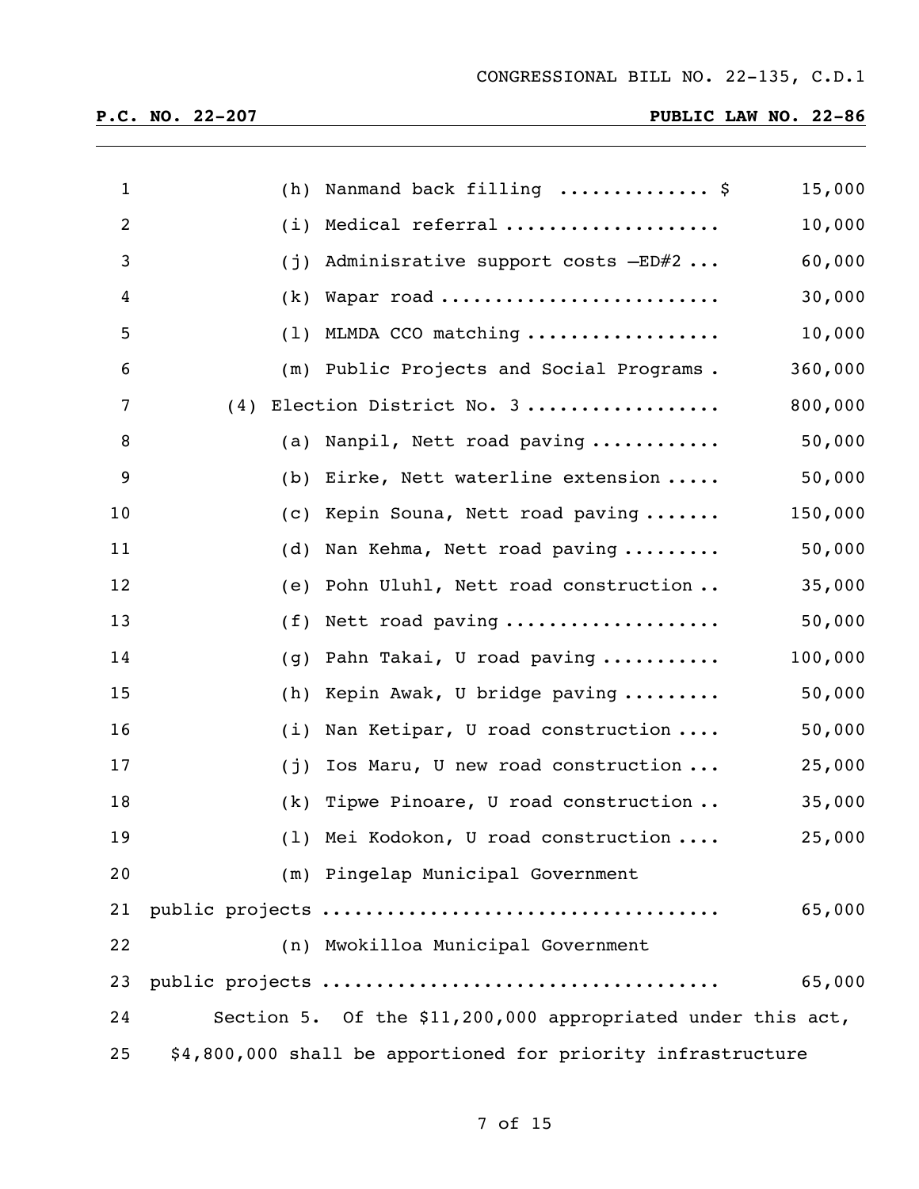| | | |
|---|---|---|
| 1 | (h) Nanmand back filling ............. $ | 15,000 |
| 2 | (i) Medical referral .................... | 10,000 |
| 3 | (j) Adminisrative support costs –ED#2 ... | 60,000 |
| 4 | (k) Wapar road .......................... | 30,000 |
| 5 | (l) MLMDA CCO matching .................. | 10,000 |
| 6 | (m) Public Projects and Social Programs . | 360,000 |
| 7 | (4) Election District No. 3 .................. | 800,000 |
| 8 | (a) Nanpil, Nett road paving ............ | 50,000 |
| 9 | (b) Eirke, Nett waterline extension ..... | 50,000 |
| 10 | (c) Kepin Souna, Nett road paving ....... | 150,000 |
| 11 | (d) Nan Kehma, Nett road paving ......... | 50,000 |
| 12 | (e) Pohn Uluhl, Nett road construction .. | 35,000 |
| 13 | (f) Nett road paving .................... | 50,000 |
| 14 | (g) Pahn Takai, U road paving ........... | 100,000 |
| 15 | (h) Kepin Awak, U bridge paving ......... | 50,000 |
| 16 | (i) Nan Ketipar, U road construction .... | 50,000 |
| 17 | (j) Ios Maru, U new road construction ... | 25,000 |
| 18 | (k) Tipwe Pinoare, U road construction .. | 35,000 |
| 19 | (l) Mei Kodokon, U road construction .... | 25,000 |
| 20 | (m) Pingelap Municipal Government | |
| 21 | public projects .................................... | 65,000 |
| 22 | (n) Mwokilloa Municipal Government | |
| 23 | public projects .................................... | 65,000 |

24 Section 5. Of the $11,200,000 appropriated under this act,

25 $4,800,000 shall be apportioned for priority infrastructure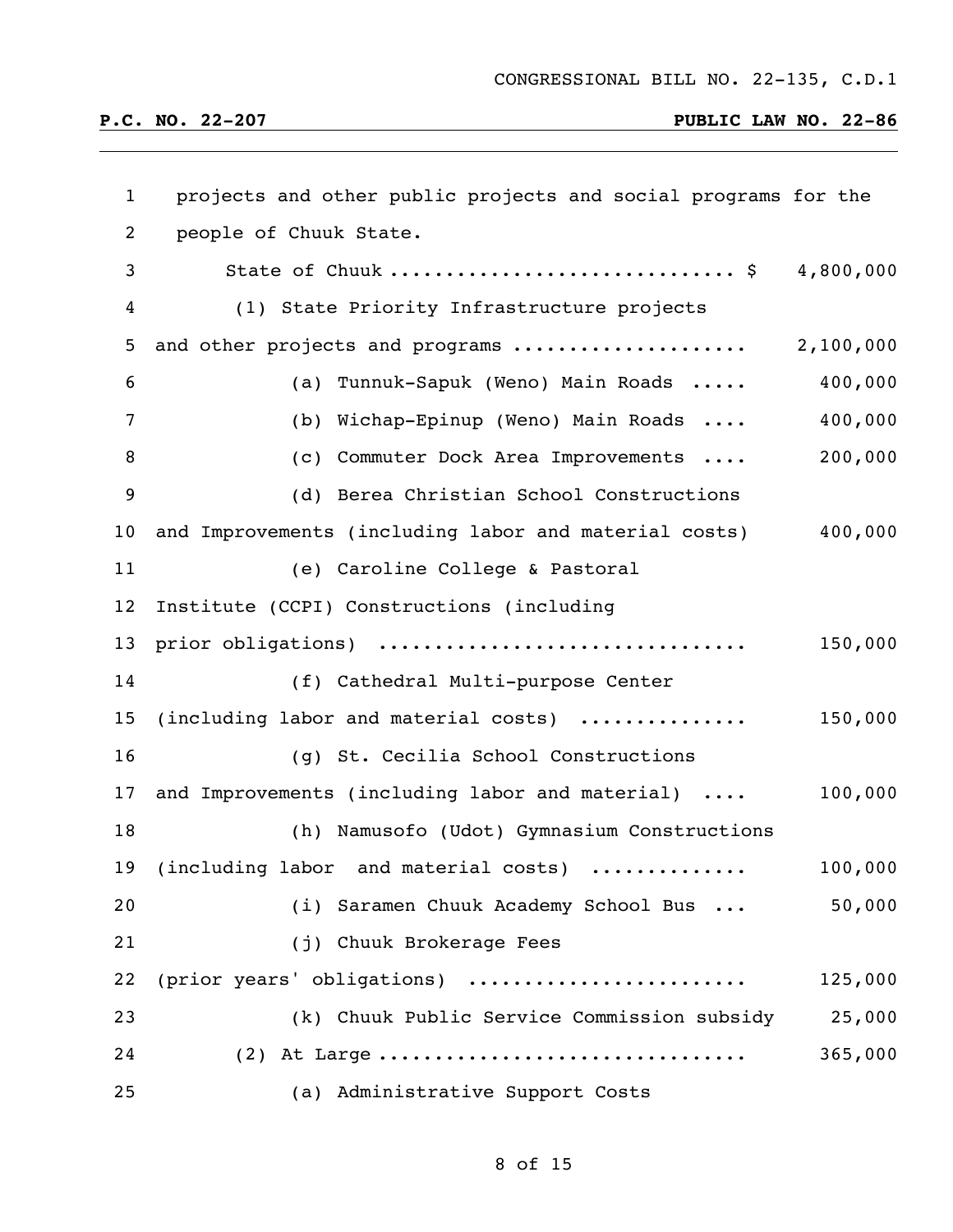CONGRESSIONAL BILL NO. 22-135, C.D.1

**P.C. NO. 22-207** **PUBLIC LAW NO. 22-86**

projects and other public projects and social programs for the people of Chuuk State.

State of Chuuk ............................. $ 4,800,000

(1) State Priority Infrastructure projects and other projects and programs .................... 2,100,000

(a) Tunnuk-Sapuk (Weno) Main Roads ..... 400,000

(b) Wichap-Epinup (Weno) Main Roads .... 400,000

(c) Commuter Dock Area Improvements .... 200,000

(d) Berea Christian School Constructions and Improvements (including labor and material costs) 400,000

(e) Caroline College & Pastoral Institute (CCPI) Constructions (including prior obligations) ............................... 150,000

(f) Cathedral Multi-purpose Center (including labor and material costs) .............. 150,000

(g) St. Cecilia School Constructions and Improvements (including labor and material) .... 100,000

(h) Namusofo (Udot) Gymnasium Constructions (including labor and material costs) ............. 100,000

(i) Saramen Chuuk Academy School Bus ... 50,000

(j) Chuuk Brokerage Fees (prior years' obligations) ....................... 125,000

(k) Chuuk Public Service Commission subsidy 25,000

(2) At Large ............................... 365,000

(a) Administrative Support Costs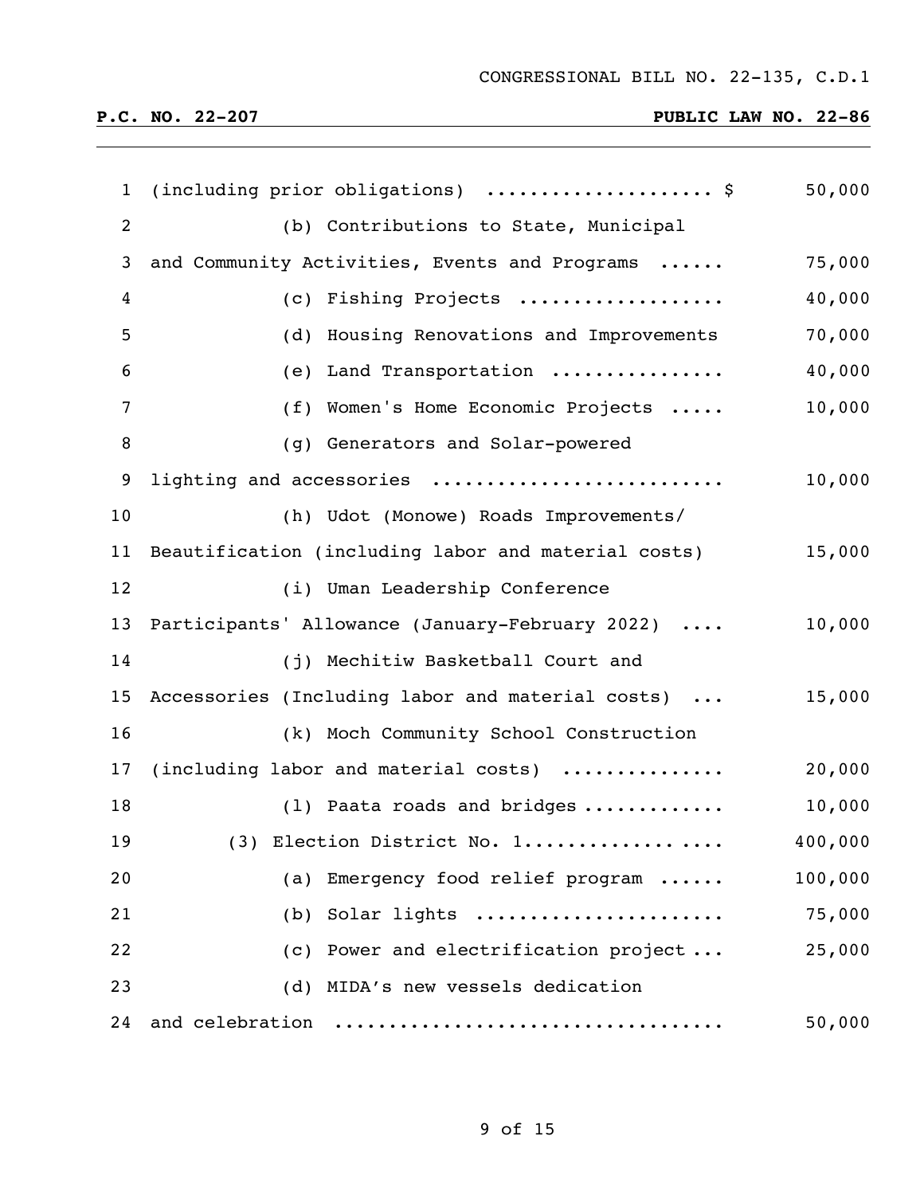(including prior obligations) .................... $ 50,000

(b) Contributions to State, Municipal and Community Activities, Events and Programs ...... 75,000

(c) Fishing Projects .................. 40,000

(d) Housing Renovations and Improvements 70,000

(e) Land Transportation ............... 40,000

(f) Women's Home Economic Projects ..... 10,000

(g) Generators and Solar-powered lighting and accessories .......................... 10,000

(h) Udot (Monowe) Roads Improvements/ Beautification (including labor and material costs) 15,000

(i) Uman Leadership Conference Participants' Allowance (January-February 2022) .... 10,000

(j) Mechitiw Basketball Court and Accessories (Including labor and material costs) ... 15,000

(k) Moch Community School Construction (including labor and material costs) .............. 20,000

(l) Paata roads and bridges ............ 10,000

(3) Election District No. 1................. 400,000

(a) Emergency food relief program ...... 100,000

(b) Solar lights ...................... 75,000

(c) Power and electrification project ... 25,000

(d) MIDA's new vessels dedication and celebration .................................. 50,000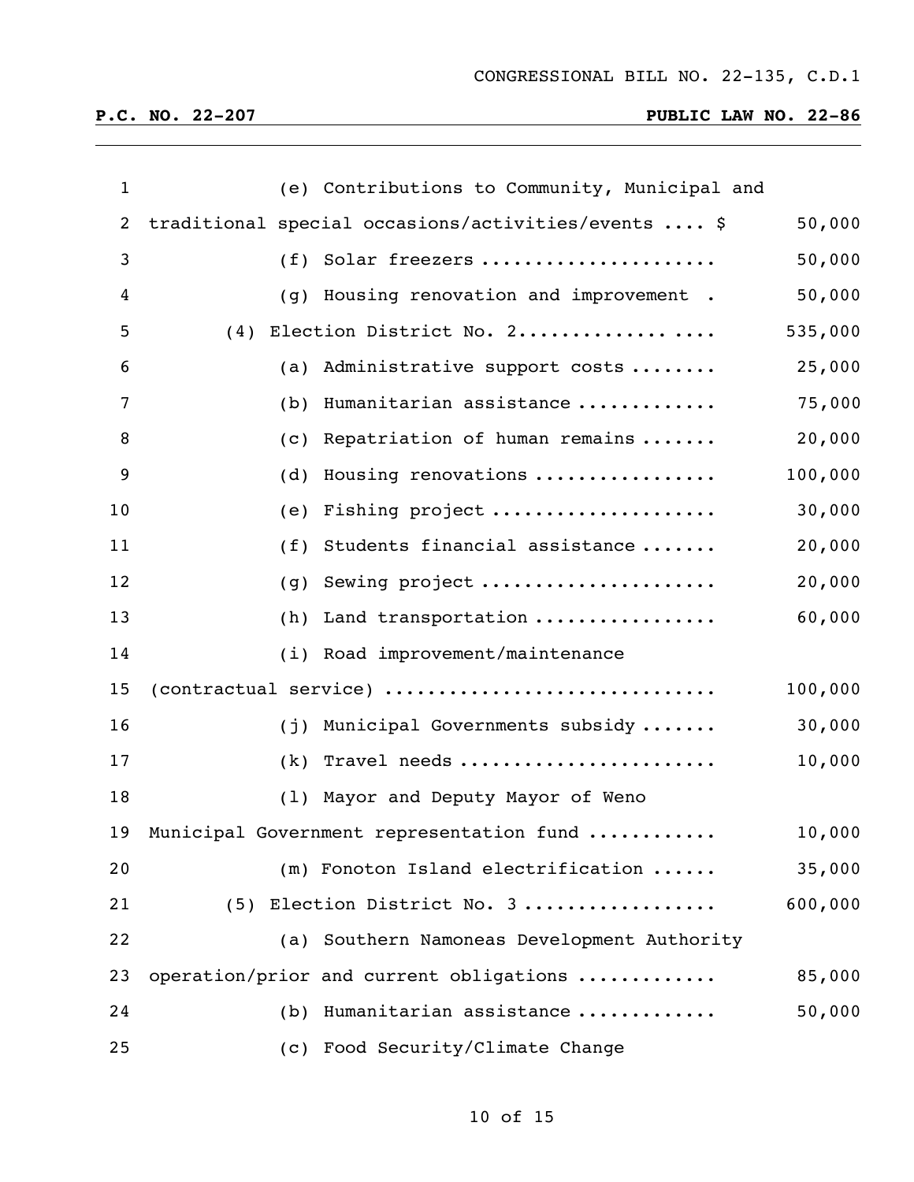CONGRESSIONAL BILL NO. 22-135, C.D.1

**P.C. NO. 22-207** **PUBLIC LAW NO. 22-86**

1 (e) Contributions to Community, Municipal and
2 traditional special occasions/activities/events .... $ 50,000
3 (f) Solar freezers .................... 50,000
4 (g) Housing renovation and improvement . 50,000
5 (4) Election District No. 2................ .... 535,000
6 (a) Administrative support costs ........ 25,000
7 (b) Humanitarian assistance ............ 75,000
8 (c) Repatriation of human remains ....... 20,000
9 (d) Housing renovations ................ 100,000
10 (e) Fishing project .................... 30,000
11 (f) Students financial assistance ....... 20,000
12 (g) Sewing project ..................... 20,000
13 (h) Land transportation ................ 60,000
14 (i) Road improvement/maintenance
15 (contractual service) ............................ 100,000
16 (j) Municipal Governments subsidy ....... 30,000
17 (k) Travel needs ....................... 10,000
18 (l) Mayor and Deputy Mayor of Weno
19 Municipal Government representation fund ........... 10,000
20 (m) Fonoton Island electrification ...... 35,000
21 (5) Election District No. 3 ................. 600,000
22 (a) Southern Namoneas Development Authority
23 operation/prior and current obligations ............ 85,000
24 (b) Humanitarian assistance ............ 50,000
25 (c) Food Security/Climate Change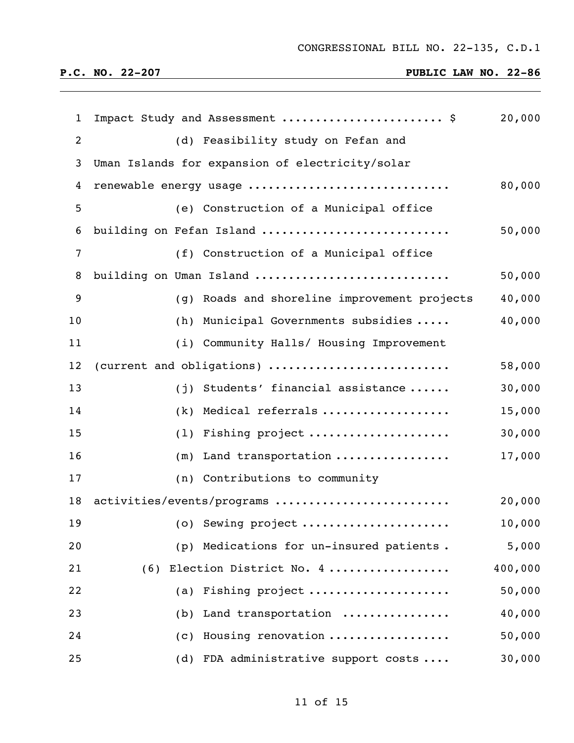| | |
|---|---|
| Impact Study and Assessment ........................ $ | 20,000 |
| (d) Feasibility study on Fefan and Uman Islands for expansion of electricity/solar renewable energy usage ............................. | 80,000 |
| (e) Construction of a Municipal office building on Fefan Island ........................... | 50,000 |
| (f) Construction of a Municipal office building on Uman Island ............................ | 50,000 |
| (g) Roads and shoreline improvement projects | 40,000 |
| (h) Municipal Governments subsidies ..... | 40,000 |
| (i) Community Halls/ Housing Improvement (current and obligations) .......................... | 58,000 |
| (j) Students' financial assistance ...... | 30,000 |
| (k) Medical referrals .................. | 15,000 |
| (l) Fishing project .................... | 30,000 |
| (m) Land transportation ................ | 17,000 |
| (n) Contributions to community activities/events/programs ......................... | 20,000 |
| (o) Sewing project ..................... | 10,000 |
| (p) Medications for un-insured patients . | 5,000 |
| (6) Election District No. 4 ................. | 400,000 |
| (a) Fishing project .................... | 50,000 |
| (b) Land transportation ............... | 40,000 |
| (c) Housing renovation ................. | 50,000 |
| (d) FDA administrative support costs .... | 30,000 |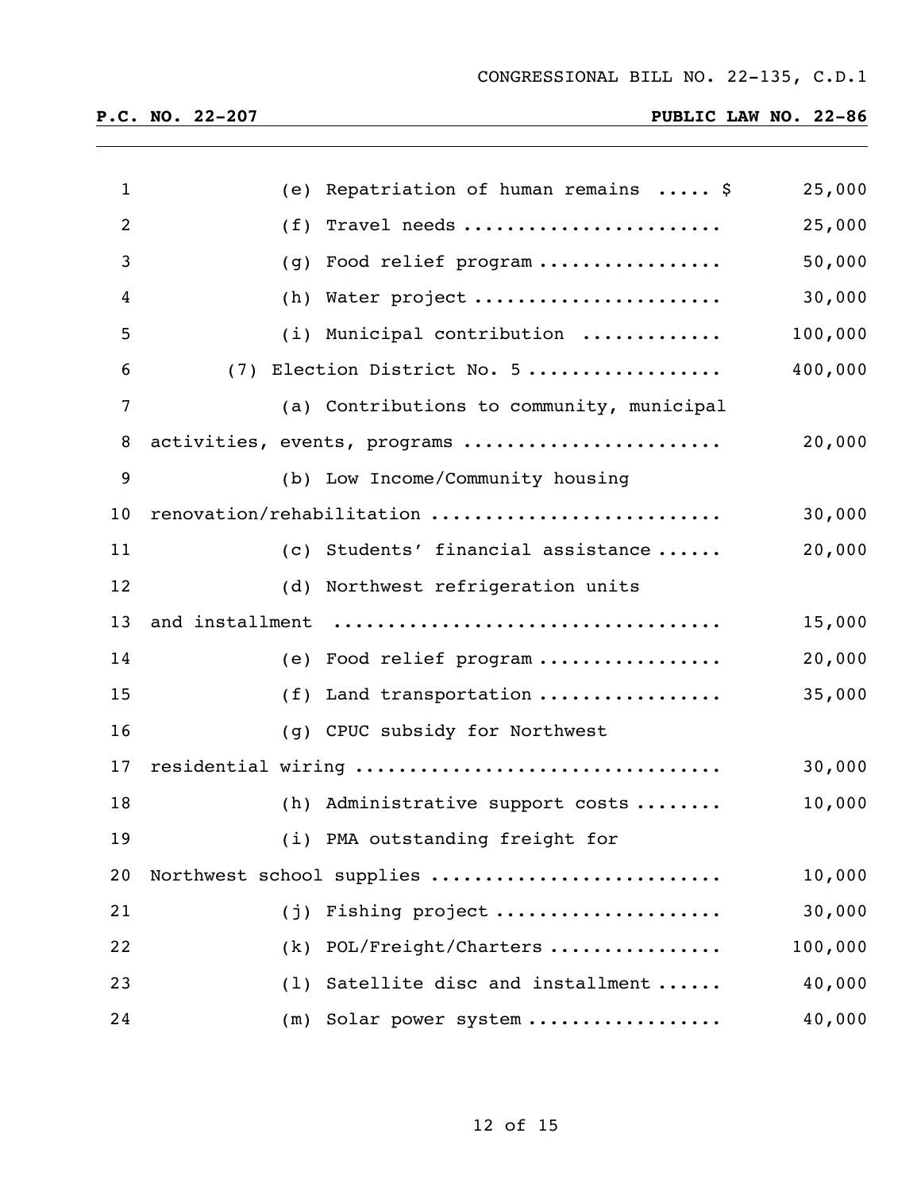CONGRESSIONAL BILL NO. 22-135, C.D.1

**P.C. NO. 22-207** **PUBLIC LAW NO. 22-86**

| | |
|---|---|
| (e) Repatriation of human remains ..... $ | 25,000 |
| (f) Travel needs ...................... | 25,000 |
| (g) Food relief program ................ | 50,000 |
| (h) Water project ...................... | 30,000 |
| (i) Municipal contribution ............ | 100,000 |
| (7) Election District No. 5 ................. | 400,000 |
| (a) Contributions to community, municipal activities, events, programs ...................... | 20,000 |
| (b) Low Income/Community housing renovation/rehabilitation ......................... | 30,000 |
| (c) Students' financial assistance ...... | 20,000 |
| (d) Northwest refrigeration units and installment .................................. | 15,000 |
| (e) Food relief program ................ | 20,000 |
| (f) Land transportation ................ | 35,000 |
| (g) CPUC subsidy for Northwest residential wiring ................................ | 30,000 |
| (h) Administrative support costs ........ | 10,000 |
| (i) PMA outstanding freight for Northwest school supplies ......................... | 10,000 |
| (j) Fishing project .................... | 30,000 |
| (k) POL/Freight/Charters ............... | 100,000 |
| (l) Satellite disc and installment ...... | 40,000 |
| (m) Solar power system ................. | 40,000 |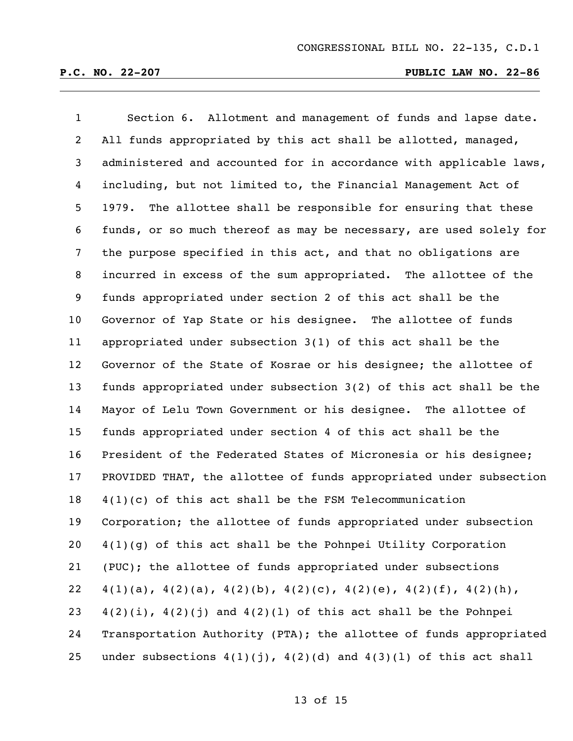Section 6. Allotment and management of funds and lapse date. All funds appropriated by this act shall be allotted, managed, administered and accounted for in accordance with applicable laws, including, but not limited to, the Financial Management Act of 1979. The allottee shall be responsible for ensuring that these funds, or so much thereof as may be necessary, are used solely for the purpose specified in this act, and that no obligations are incurred in excess of the sum appropriated. The allottee of the funds appropriated under section 2 of this act shall be the Governor of Yap State or his designee. The allottee of funds appropriated under subsection 3(1) of this act shall be the Governor of the State of Kosrae or his designee; the allottee of funds appropriated under subsection 3(2) of this act shall be the Mayor of Lelu Town Government or his designee. The allottee of funds appropriated under section 4 of this act shall be the President of the Federated States of Micronesia or his designee; PROVIDED THAT, the allottee of funds appropriated under subsection 4(1)(c) of this act shall be the FSM Telecommunication Corporation; the allottee of funds appropriated under subsection 4(1)(g) of this act shall be the Pohnpei Utility Corporation (PUC); the allottee of funds appropriated under subsections 4(1)(a), 4(2)(a), 4(2)(b), 4(2)(c), 4(2)(e), 4(2)(f), 4(2)(h), 4(2)(i), 4(2)(j) and 4(2)(l) of this act shall be the Pohnpei Transportation Authority (PTA); the allottee of funds appropriated under subsections 4(1)(j), 4(2)(d) and 4(3)(l) of this act shall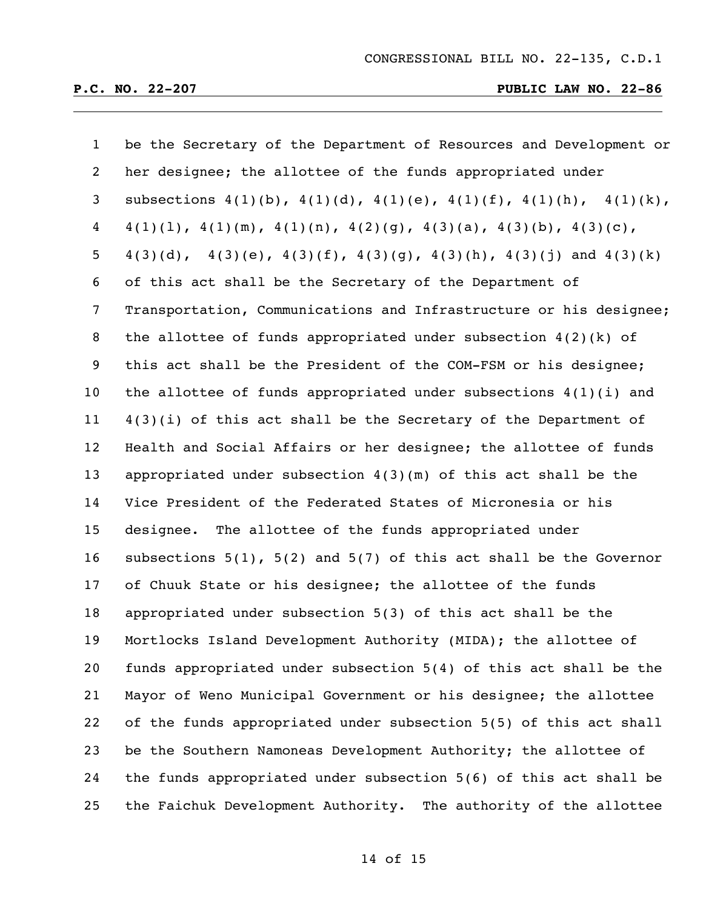be the Secretary of the Department of Resources and Development or her designee; the allottee of the funds appropriated under subsections 4(1)(b), 4(1)(d), 4(1)(e), 4(1)(f), 4(1)(h), 4(1)(k), 4(1)(l), 4(1)(m), 4(1)(n), 4(2)(g), 4(3)(a), 4(3)(b), 4(3)(c), 4(3)(d), 4(3)(e), 4(3)(f), 4(3)(g), 4(3)(h), 4(3)(j) and 4(3)(k) of this act shall be the Secretary of the Department of Transportation, Communications and Infrastructure or his designee; the allottee of funds appropriated under subsection 4(2)(k) of this act shall be the President of the COM-FSM or his designee; the allottee of funds appropriated under subsections 4(1)(i) and 4(3)(i) of this act shall be the Secretary of the Department of Health and Social Affairs or her designee; the allottee of funds appropriated under subsection 4(3)(m) of this act shall be the Vice President of the Federated States of Micronesia or his designee. The allottee of the funds appropriated under subsections 5(1), 5(2) and 5(7) of this act shall be the Governor of Chuuk State or his designee; the allottee of the funds appropriated under subsection 5(3) of this act shall be the Mortlocks Island Development Authority (MIDA); the allottee of funds appropriated under subsection 5(4) of this act shall be the Mayor of Weno Municipal Government or his designee; the allottee of the funds appropriated under subsection 5(5) of this act shall be the Southern Namoneas Development Authority; the allottee of the funds appropriated under subsection 5(6) of this act shall be the Faichuk Development Authority. The authority of the allottee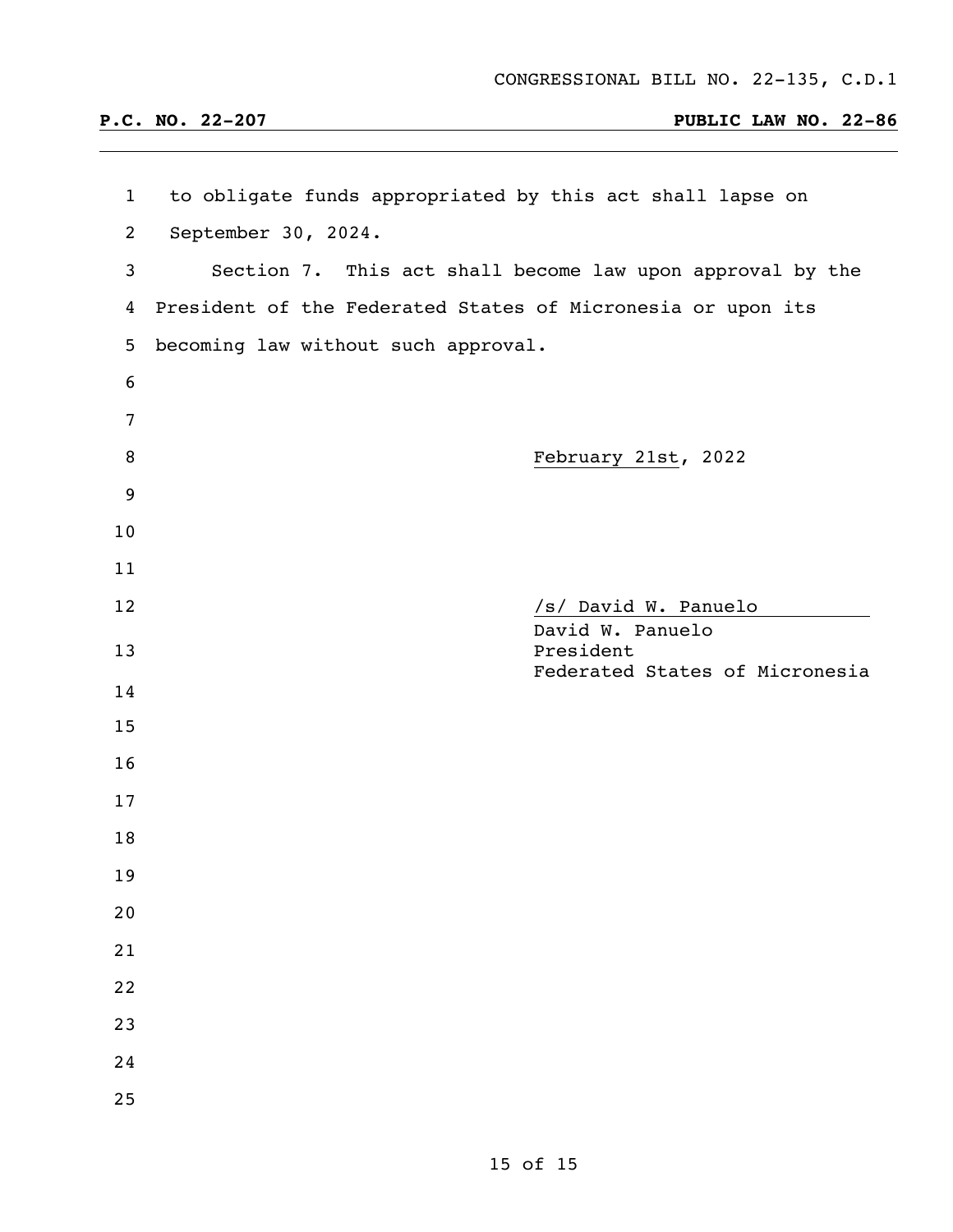to obligate funds appropriated by this act shall lapse on September 30, 2024.

Section 7. This act shall become law upon approval by the President of the Federated States of Micronesia or upon its becoming law without such approval.

February 21st, 2022

/s/ David W. Panuelo
David W. Panuelo
President
Federated States of Micronesia